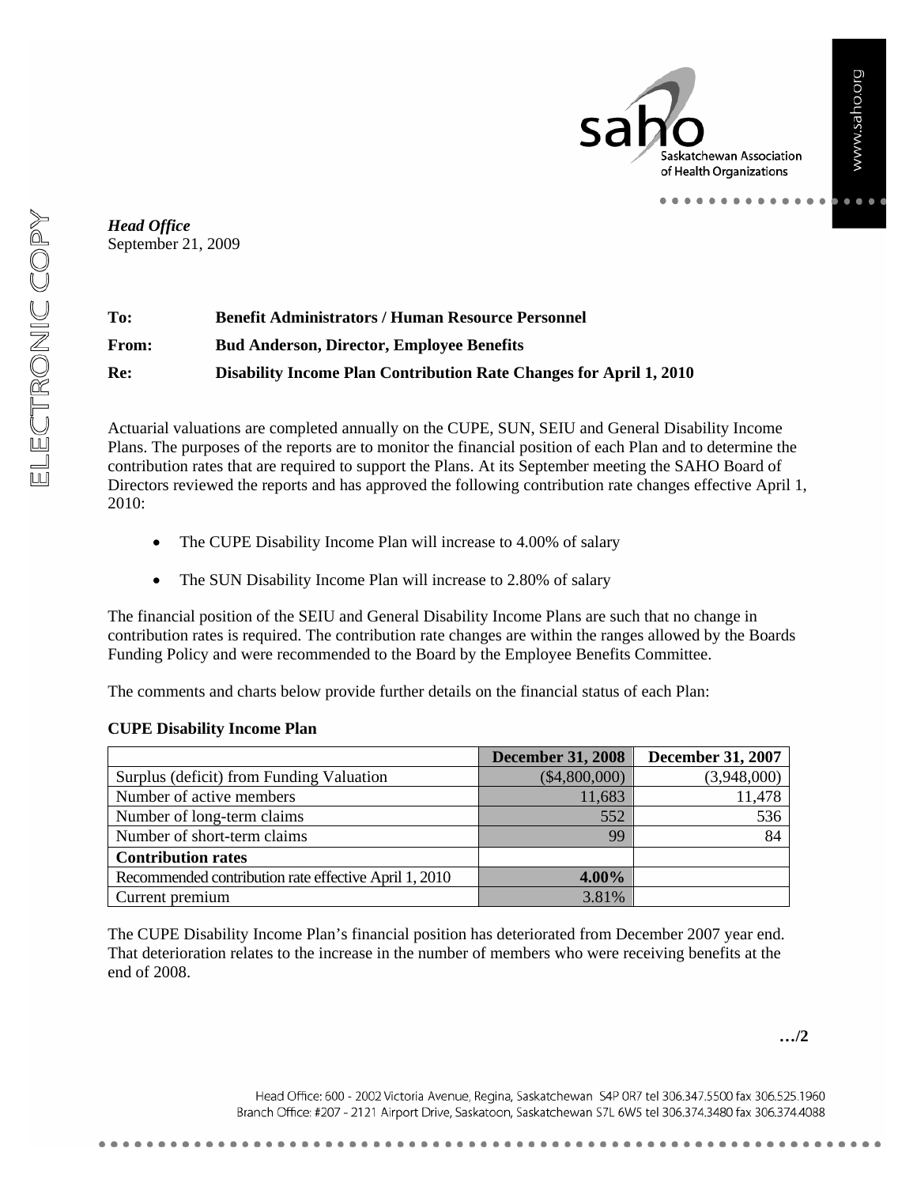*Head Office*
September 21, 2009

**To:** **Benefit Administrators / Human Resource Personnel**

**From:** **Bud Anderson, Director, Employee Benefits**

**Re:** **Disability Income Plan Contribution Rate Changes for April 1, 2010**

Actuarial valuations are completed annually on the CUPE, SUN, SEIU and General Disability Income Plans. The purposes of the reports are to monitor the financial position of each Plan and to determine the contribution rates that are required to support the Plans. At its September meeting the SAHO Board of Directors reviewed the reports and has approved the following contribution rate changes effective April 1, 2010:

- The CUPE Disability Income Plan will increase to 4.00% of salary
- The SUN Disability Income Plan will increase to 2.80% of salary

The financial position of the SEIU and General Disability Income Plans are such that no change in contribution rates is required. The contribution rate changes are within the ranges allowed by the Boards Funding Policy and were recommended to the Board by the Employee Benefits Committee.

The comments and charts below provide further details on the financial status of each Plan:

**CUPE Disability Income Plan**

| | December 31, 2008 | December 31, 2007 |
|---|---|---|
| Surplus (deficit) from Funding Valuation | ($4,800,000) | (3,948,000) |
| Number of active members | 11,683 | 11,478 |
| Number of long-term claims | 552 | 536 |
| Number of short-term claims | 99 | 84 |
| **Contribution rates** | | |
| Recommended contribution rate effective April 1, 2010 | **4.00%** | |
| Current premium | 3.81% | |

The CUPE Disability Income Plan's financial position has deteriorated from December 2007 year end. That deterioration relates to the increase in the number of members who were receiving benefits at the end of 2008.

…/2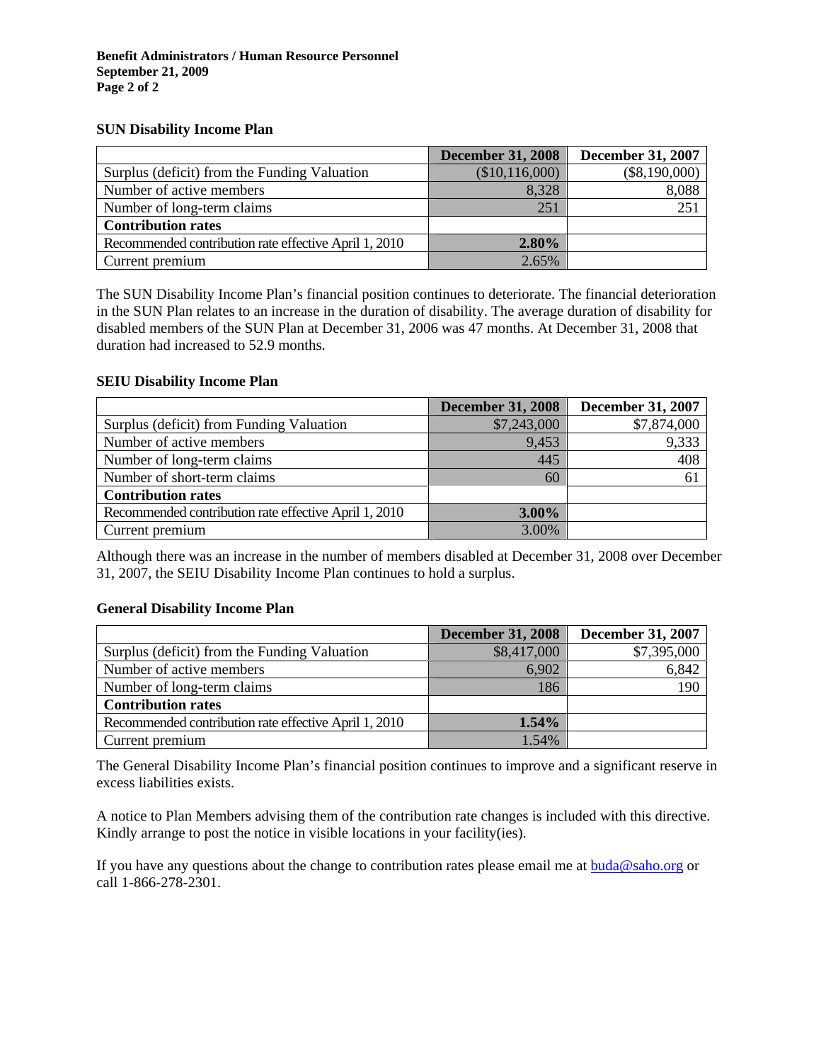### SUN Disability Income Plan

| | December 31, 2008 | December 31, 2007 |
|---|---|---|
| Surplus (deficit) from the Funding Valuation | ($10,116,000) | ($8,190,000) |
| Number of active members | 8,328 | 8,088 |
| Number of long-term claims | 251 | 251 |
| **Contribution rates** | | |
| Recommended contribution rate effective April 1, 2010 | **2.80%** | |
| Current premium | 2.65% | |

The SUN Disability Income Plan's financial position continues to deteriorate. The financial deterioration in the SUN Plan relates to an increase in the duration of disability. The average duration of disability for disabled members of the SUN Plan at December 31, 2006 was 47 months. At December 31, 2008 that duration had increased to 52.9 months.

### SEIU Disability Income Plan

| | December 31, 2008 | December 31, 2007 |
|---|---|---|
| Surplus (deficit) from Funding Valuation | $7,243,000 | $7,874,000 |
| Number of active members | 9,453 | 9,333 |
| Number of long-term claims | 445 | 408 |
| Number of short-term claims | 60 | 61 |
| **Contribution rates** | | |
| Recommended contribution rate effective April 1, 2010 | **3.00%** | |
| Current premium | 3.00% | |

Although there was an increase in the number of members disabled at December 31, 2008 over December 31, 2007, the SEIU Disability Income Plan continues to hold a surplus.

### General Disability Income Plan

| | December 31, 2008 | December 31, 2007 |
|---|---|---|
| Surplus (deficit) from the Funding Valuation | $8,417,000 | $7,395,000 |
| Number of active members | 6,902 | 6,842 |
| Number of long-term claims | 186 | 190 |
| **Contribution rates** | | |
| Recommended contribution rate effective April 1, 2010 | **1.54%** | |
| Current premium | 1.54% | |

The General Disability Income Plan's financial position continues to improve and a significant reserve in excess liabilities exists.

A notice to Plan Members advising them of the contribution rate changes is included with this directive. Kindly arrange to post the notice in visible locations in your facility(ies).

If you have any questions about the change to contribution rates please email me at buda@saho.org or call 1-866-278-2301.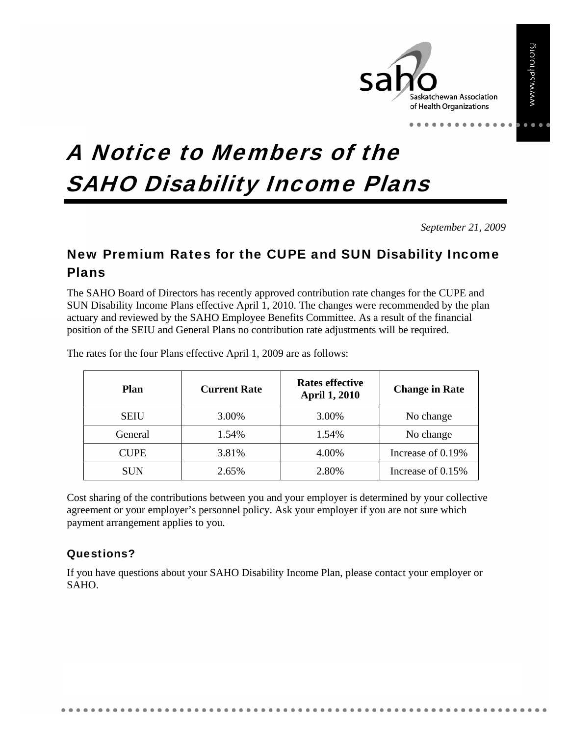# A Notice to Members of the SAHO Disability Income Plans

*September 21, 2009*

## New Premium Rates for the CUPE and SUN Disability Income Plans

The SAHO Board of Directors has recently approved contribution rate changes for the CUPE and SUN Disability Income Plans effective April 1, 2010. The changes were recommended by the plan actuary and reviewed by the SAHO Employee Benefits Committee. As a result of the financial position of the SEIU and General Plans no contribution rate adjustments will be required.

The rates for the four Plans effective April 1, 2009 are as follows:

| Plan | Current Rate | Rates effective April 1, 2010 | Change in Rate |
|---|---|---|---|
| SEIU | 3.00% | 3.00% | No change |
| General | 1.54% | 1.54% | No change |
| CUPE | 3.81% | 4.00% | Increase of 0.19% |
| SUN | 2.65% | 2.80% | Increase of 0.15% |

Cost sharing of the contributions between you and your employer is determined by your collective agreement or your employer's personnel policy. Ask your employer if you are not sure which payment arrangement applies to you.

### Questions?

If you have questions about your SAHO Disability Income Plan, please contact your employer or SAHO.